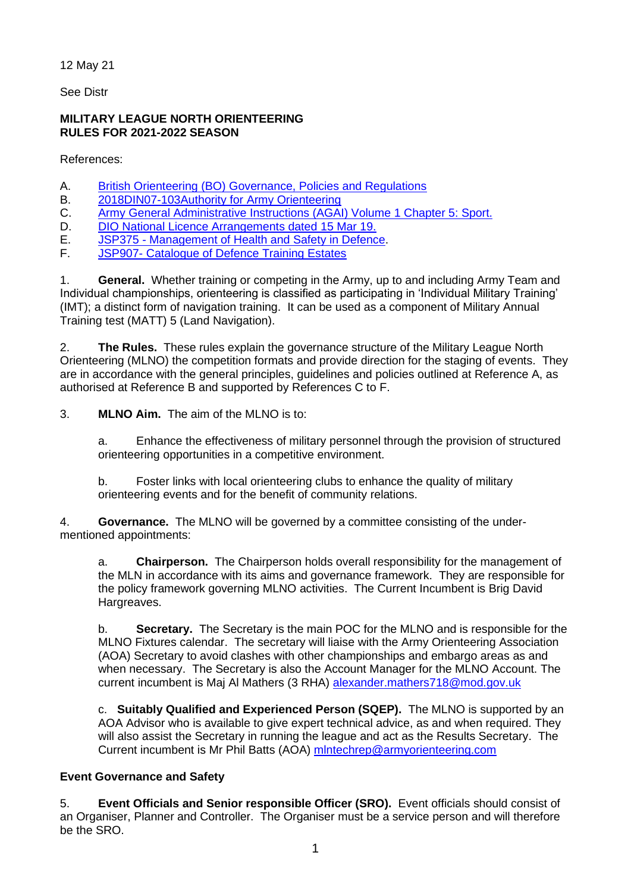12 May 21

See Distr

**MILITARY LEAGUE NORTH ORIENTEERING**
**RULES FOR 2021-2022 SEASON**

References:

A. [British Orienteering (BO) Governance, Policies and Regulations]
B. [2018DIN07-103Authority for Army Orienteering]
C. [Army General Administrative Instructions (AGAI) Volume 1 Chapter 5: Sport.]
D. [DIO National Licence Arrangements dated 15 Mar 19.]
E. [JSP375 - Management of Health and Safety in Defence].
F. [JSP907- Catalogue of Defence Training Estates]

1. **General.** Whether training or competing in the Army, up to and including Army Team and Individual championships, orienteering is classified as participating in 'Individual Military Training' (IMT); a distinct form of navigation training. It can be used as a component of Military Annual Training test (MATT) 5 (Land Navigation).

2. **The Rules.** These rules explain the governance structure of the Military League North Orienteering (MLNO) the competition formats and provide direction for the staging of events. They are in accordance with the general principles, guidelines and policies outlined at Reference A, as authorised at Reference B and supported by References C to F.

3. **MLNO Aim.** The aim of the MLNO is to:

   a. Enhance the effectiveness of military personnel through the provision of structured orienteering opportunities in a competitive environment.

   b. Foster links with local orienteering clubs to enhance the quality of military orienteering events and for the benefit of community relations.

4. **Governance.** The MLNO will be governed by a committee consisting of the under-mentioned appointments:

   a. **Chairperson.** The Chairperson holds overall responsibility for the management of the MLN in accordance with its aims and governance framework. They are responsible for the policy framework governing MLNO activities. The Current Incumbent is Brig David Hargreaves.

   b. **Secretary.** The Secretary is the main POC for the MLNO and is responsible for the MLNO Fixtures calendar. The secretary will liaise with the Army Orienteering Association (AOA) Secretary to avoid clashes with other championships and embargo areas as and when necessary. The Secretary is also the Account Manager for the MLNO Account. The current incumbent is Maj Al Mathers (3 RHA) alexander.mathers718@mod.gov.uk

   c. **Suitably Qualified and Experienced Person (SQEP).** The MLNO is supported by an AOA Advisor who is available to give expert technical advice, as and when required. They will also assist the Secretary in running the league and act as the Results Secretary. The Current incumbent is Mr Phil Batts (AOA) mlntechrep@armyorienteering.com

**Event Governance and Safety**

5. **Event Officials and Senior responsible Officer (SRO).** Event officials should consist of an Organiser, Planner and Controller. The Organiser must be a service person and will therefore be the SRO.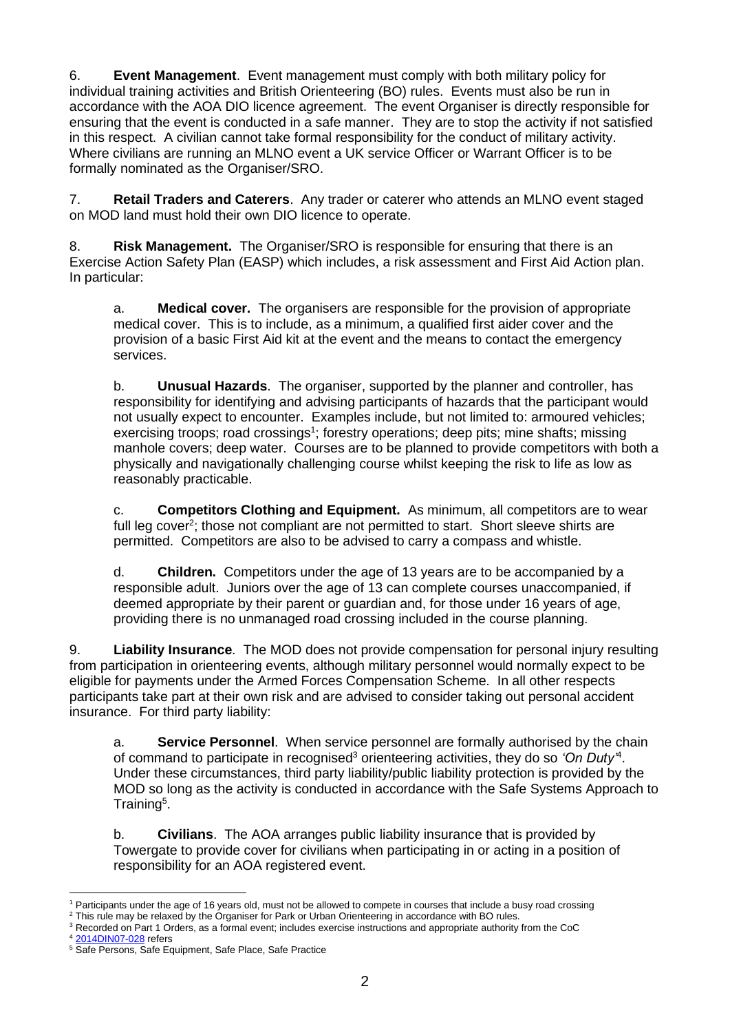6. **Event Management**. Event management must comply with both military policy for individual training activities and British Orienteering (BO) rules. Events must also be run in accordance with the AOA DIO licence agreement. The event Organiser is directly responsible for ensuring that the event is conducted in a safe manner. They are to stop the activity if not satisfied in this respect. A civilian cannot take formal responsibility for the conduct of military activity. Where civilians are running an MLNO event a UK service Officer or Warrant Officer is to be formally nominated as the Organiser/SRO.

7. **Retail Traders and Caterers**. Any trader or caterer who attends an MLNO event staged on MOD land must hold their own DIO licence to operate.

8. **Risk Management.** The Organiser/SRO is responsible for ensuring that there is an Exercise Action Safety Plan (EASP) which includes, a risk assessment and First Aid Action plan. In particular:

a. **Medical cover.** The organisers are responsible for the provision of appropriate medical cover. This is to include, as a minimum, a qualified first aider cover and the provision of a basic First Aid kit at the event and the means to contact the emergency services.

b. **Unusual Hazards**. The organiser, supported by the planner and controller, has responsibility for identifying and advising participants of hazards that the participant would not usually expect to encounter. Examples include, but not limited to: armoured vehicles; exercising troops; road crossings[1]; forestry operations; deep pits; mine shafts; missing manhole covers; deep water. Courses are to be planned to provide competitors with both a physically and navigationally challenging course whilst keeping the risk to life as low as reasonably practicable.

c. **Competitors Clothing and Equipment.** As minimum, all competitors are to wear full leg cover[2]; those not compliant are not permitted to start. Short sleeve shirts are permitted. Competitors are also to be advised to carry a compass and whistle.

d. **Children.** Competitors under the age of 13 years are to be accompanied by a responsible adult. Juniors over the age of 13 can complete courses unaccompanied, if deemed appropriate by their parent or guardian and, for those under 16 years of age, providing there is no unmanaged road crossing included in the course planning.

9. **Liability Insurance**. The MOD does not provide compensation for personal injury resulting from participation in orienteering events, although military personnel would normally expect to be eligible for payments under the Armed Forces Compensation Scheme. In all other respects participants take part at their own risk and are advised to consider taking out personal accident insurance. For third party liability:

a. **Service Personnel**. When service personnel are formally authorised by the chain of command to participate in recognised[3] orienteering activities, they do so *'On Duty'*[4]. Under these circumstances, third party liability/public liability protection is provided by the MOD so long as the activity is conducted in accordance with the Safe Systems Approach to Training[5].

b. **Civilians**. The AOA arranges public liability insurance that is provided by Towergate to provide cover for civilians when participating in or acting in a position of responsibility for an AOA registered event.

---

[1] Participants under the age of 16 years old, must not be allowed to compete in courses that include a busy road crossing

[2] This rule may be relaxed by the Organiser for Park or Urban Orienteering in accordance with BO rules.

[3] Recorded on Part 1 Orders, as a formal event; includes exercise instructions and appropriate authority from the CoC

[4] 2014DIN07-028 refers

[5] Safe Persons, Safe Equipment, Safe Place, Safe Practice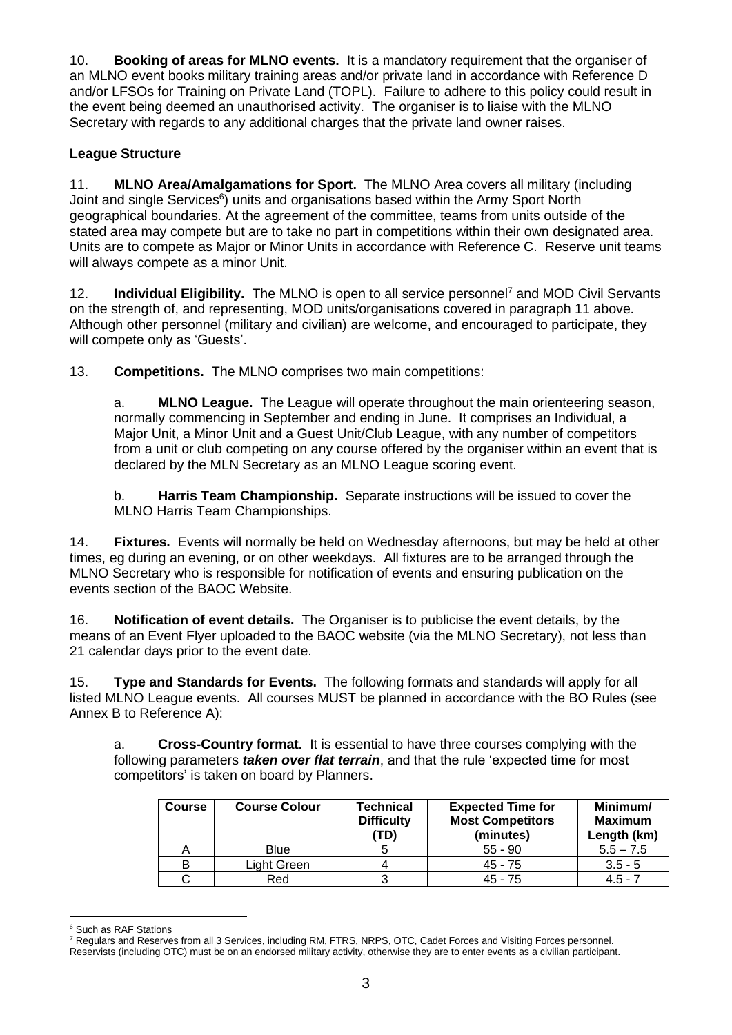10. **Booking of areas for MLNO events.** It is a mandatory requirement that the organiser of an MLNO event books military training areas and/or private land in accordance with Reference D and/or LFSOs for Training on Private Land (TOPL). Failure to adhere to this policy could result in the event being deemed an unauthorised activity. The organiser is to liaise with the MLNO Secretary with regards to any additional charges that the private land owner raises.

**League Structure**

11. **MLNO Area/Amalgamations for Sport.** The MLNO Area covers all military (including Joint and single Services[6]) units and organisations based within the Army Sport North geographical boundaries. At the agreement of the committee, teams from units outside of the stated area may compete but are to take no part in competitions within their own designated area. Units are to compete as Major or Minor Units in accordance with Reference C. Reserve unit teams will always compete as a minor Unit.

12. **Individual Eligibility.** The MLNO is open to all service personnel[7] and MOD Civil Servants on the strength of, and representing, MOD units/organisations covered in paragraph 11 above. Although other personnel (military and civilian) are welcome, and encouraged to participate, they will compete only as 'Guests'.

13. **Competitions.** The MLNO comprises two main competitions:

a. **MLNO League.** The League will operate throughout the main orienteering season, normally commencing in September and ending in June. It comprises an Individual, a Major Unit, a Minor Unit and a Guest Unit/Club League, with any number of competitors from a unit or club competing on any course offered by the organiser within an event that is declared by the MLN Secretary as an MLNO League scoring event.

b. **Harris Team Championship.** Separate instructions will be issued to cover the MLNO Harris Team Championships.

14. **Fixtures.** Events will normally be held on Wednesday afternoons, but may be held at other times, eg during an evening, or on other weekdays. All fixtures are to be arranged through the MLNO Secretary who is responsible for notification of events and ensuring publication on the events section of the BAOC Website.

16. **Notification of event details.** The Organiser is to publicise the event details, by the means of an Event Flyer uploaded to the BAOC website (via the MLNO Secretary), not less than 21 calendar days prior to the event date.

15. **Type and Standards for Events.** The following formats and standards will apply for all listed MLNO League events. All courses MUST be planned in accordance with the BO Rules (see Annex B to Reference A):

a. **Cross-Country format.** It is essential to have three courses complying with the following parameters ***taken over flat terrain***, and that the rule 'expected time for most competitors' is taken on board by Planners.

| Course | Course Colour | Technical Difficulty (TD) | Expected Time for Most Competitors (minutes) | Minimum/ Maximum Length (km) |
|---|---|---|---|---|
| A | Blue | 5 | 55 - 90 | 5.5 – 7.5 |
| B | Light Green | 4 | 45 - 75 | 3.5 - 5 |
| C | Red | 3 | 45 - 75 | 4.5 - 7 |

[6] Such as RAF Stations

[7] Regulars and Reserves from all 3 Services, including RM, FTRS, NRPS, OTC, Cadet Forces and Visiting Forces personnel. Reservists (including OTC) must be on an endorsed military activity, otherwise they are to enter events as a civilian participant.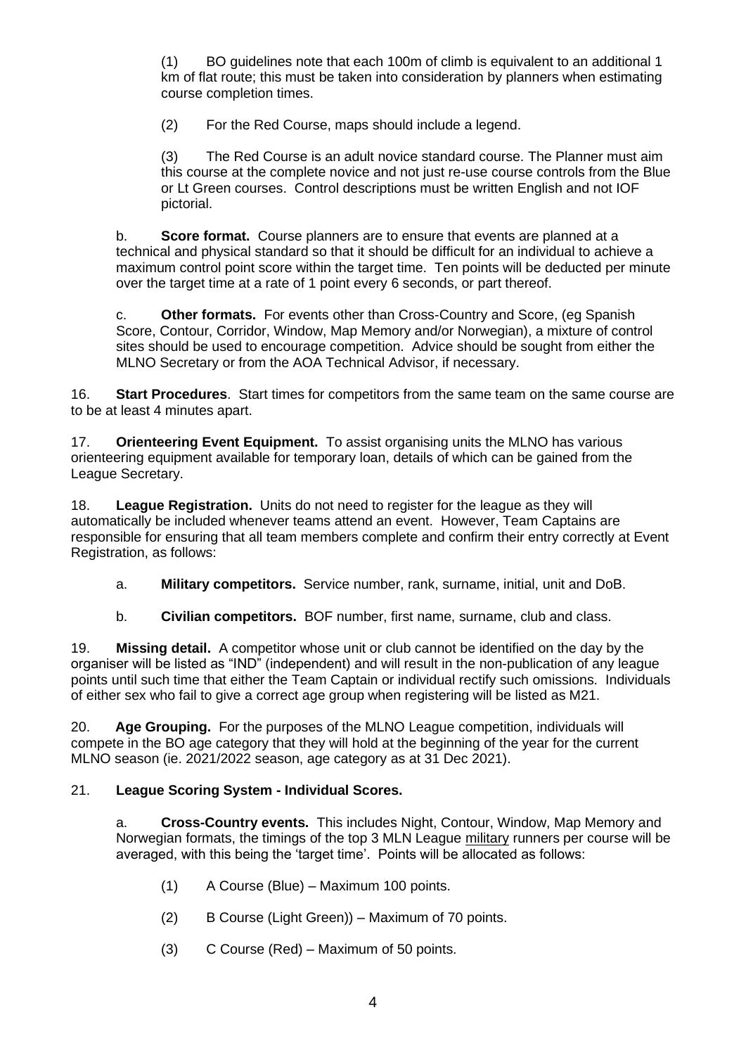(1) BO guidelines note that each 100m of climb is equivalent to an additional 1 km of flat route; this must be taken into consideration by planners when estimating course completion times.

(2) For the Red Course, maps should include a legend.

(3) The Red Course is an adult novice standard course. The Planner must aim this course at the complete novice and not just re-use course controls from the Blue or Lt Green courses. Control descriptions must be written English and not IOF pictorial.

b. **Score format.** Course planners are to ensure that events are planned at a technical and physical standard so that it should be difficult for an individual to achieve a maximum control point score within the target time. Ten points will be deducted per minute over the target time at a rate of 1 point every 6 seconds, or part thereof.

c. **Other formats.** For events other than Cross-Country and Score, (eg Spanish Score, Contour, Corridor, Window, Map Memory and/or Norwegian), a mixture of control sites should be used to encourage competition. Advice should be sought from either the MLNO Secretary or from the AOA Technical Advisor, if necessary.

16. **Start Procedures**. Start times for competitors from the same team on the same course are to be at least 4 minutes apart.

17. **Orienteering Event Equipment.** To assist organising units the MLNO has various orienteering equipment available for temporary loan, details of which can be gained from the League Secretary.

18. **League Registration.** Units do not need to register for the league as they will automatically be included whenever teams attend an event. However, Team Captains are responsible for ensuring that all team members complete and confirm their entry correctly at Event Registration, as follows:

a. **Military competitors.** Service number, rank, surname, initial, unit and DoB.

b. **Civilian competitors.** BOF number, first name, surname, club and class.

19. **Missing detail.** A competitor whose unit or club cannot be identified on the day by the organiser will be listed as "IND" (independent) and will result in the non-publication of any league points until such time that either the Team Captain or individual rectify such omissions. Individuals of either sex who fail to give a correct age group when registering will be listed as M21.

20. **Age Grouping.** For the purposes of the MLNO League competition, individuals will compete in the BO age category that they will hold at the beginning of the year for the current MLNO season (ie. 2021/2022 season, age category as at 31 Dec 2021).

21. **League Scoring System - Individual Scores.**

a. **Cross-Country events.** This includes Night, Contour, Window, Map Memory and Norwegian formats, the timings of the top 3 MLN League military runners per course will be averaged, with this being the 'target time'. Points will be allocated as follows:

(1) A Course (Blue) – Maximum 100 points.

(2) B Course (Light Green)) – Maximum of 70 points.

(3) C Course (Red) – Maximum of 50 points.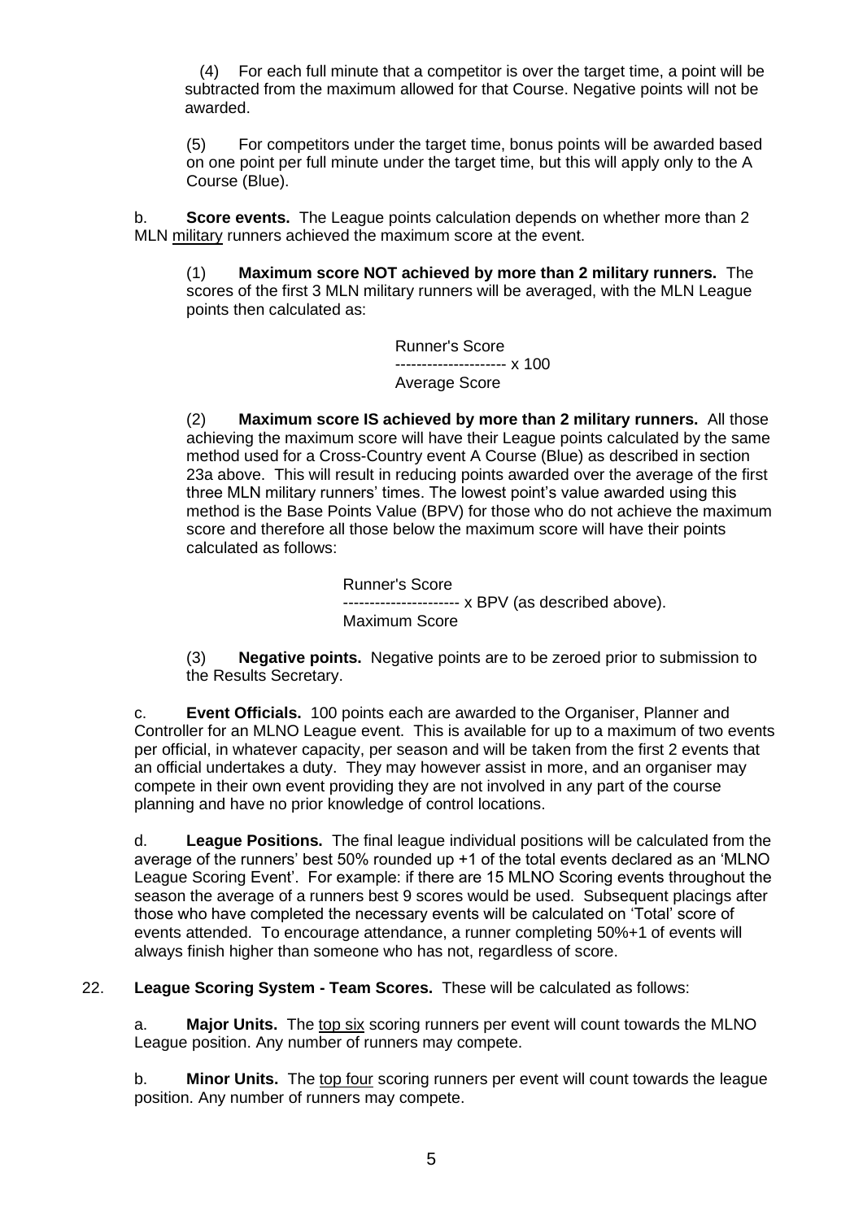(4) For each full minute that a competitor is over the target time, a point will be subtracted from the maximum allowed for that Course. Negative points will not be awarded.

(5) For competitors under the target time, bonus points will be awarded based on one point per full minute under the target time, but this will apply only to the A Course (Blue).

b. **Score events.** The League points calculation depends on whether more than 2 MLN <u>military</u> runners achieved the maximum score at the event.

(1) **Maximum score NOT achieved by more than 2 military runners.** The scores of the first 3 MLN military runners will be averaged, with the MLN League points then calculated as:

$$\frac{\text{Runner's Score}}{\text{Average Score}} \times 100$$

(2) **Maximum score IS achieved by more than 2 military runners.** All those achieving the maximum score will have their League points calculated by the same method used for a Cross-Country event A Course (Blue) as described in section 23a above. This will result in reducing points awarded over the average of the first three MLN military runners' times. The lowest point's value awarded using this method is the Base Points Value (BPV) for those who do not achieve the maximum score and therefore all those below the maximum score will have their points calculated as follows:

$$\frac{\text{Runner's Score}}{\text{Maximum Score}} \times \text{BPV (as described above).}$$

(3) **Negative points.** Negative points are to be zeroed prior to submission to the Results Secretary.

c. **Event Officials.** 100 points each are awarded to the Organiser, Planner and Controller for an MLNO League event. This is available for up to a maximum of two events per official, in whatever capacity, per season and will be taken from the first 2 events that an official undertakes a duty. They may however assist in more, and an organiser may compete in their own event providing they are not involved in any part of the course planning and have no prior knowledge of control locations.

d. **League Positions.** The final league individual positions will be calculated from the average of the runners' best 50% rounded up +1 of the total events declared as an 'MLNO League Scoring Event'. For example: if there are 15 MLNO Scoring events throughout the season the average of a runners best 9 scores would be used. Subsequent placings after those who have completed the necessary events will be calculated on 'Total' score of events attended. To encourage attendance, a runner completing 50%+1 of events will always finish higher than someone who has not, regardless of score.

22. **League Scoring System - Team Scores.** These will be calculated as follows:

a. **Major Units.** The <u>top six</u> scoring runners per event will count towards the MLNO League position. Any number of runners may compete.

b. **Minor Units.** The <u>top four</u> scoring runners per event will count towards the league position. Any number of runners may compete.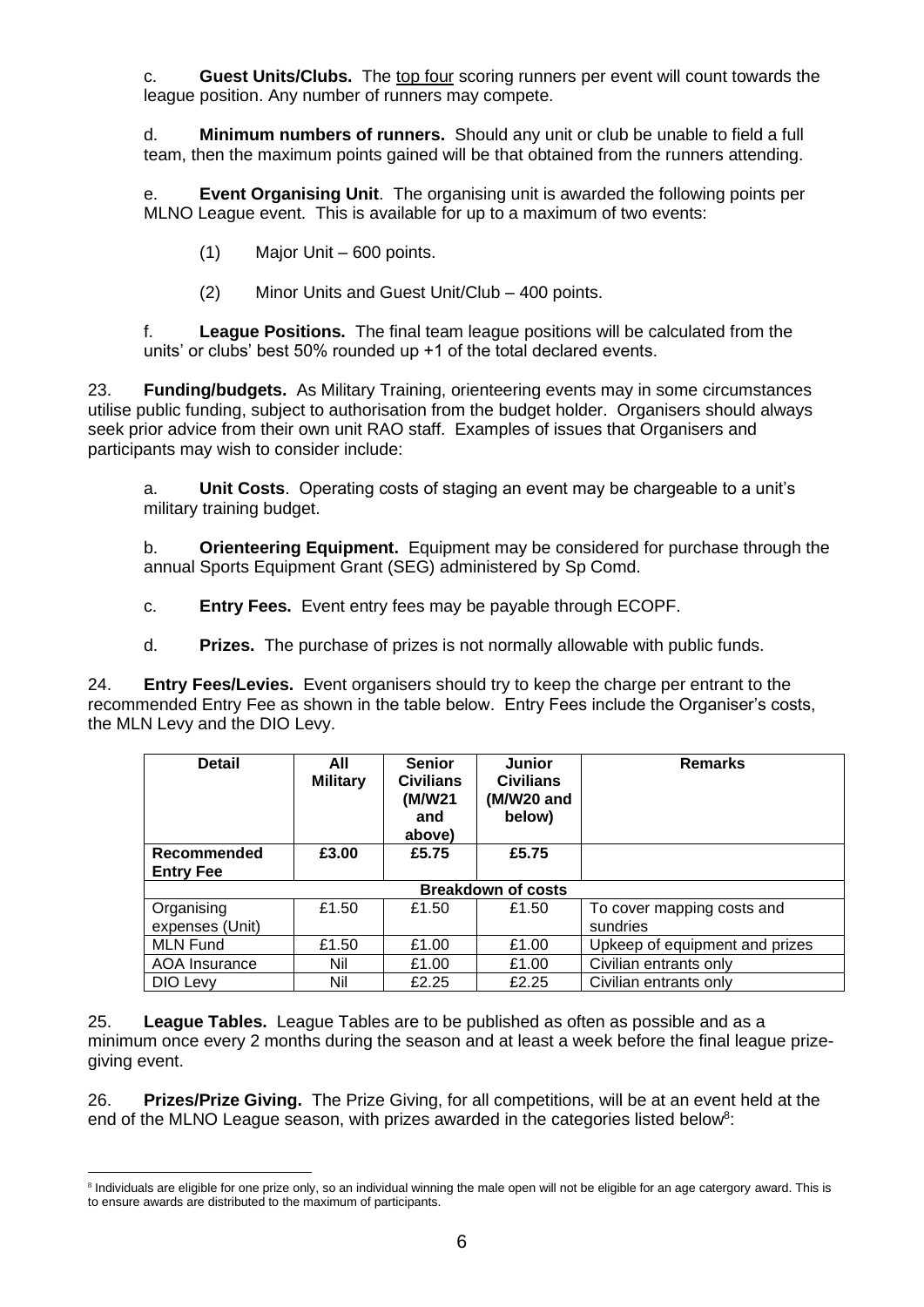c. **Guest Units/Clubs.** The top four scoring runners per event will count towards the league position. Any number of runners may compete.

d. **Minimum numbers of runners.** Should any unit or club be unable to field a full team, then the maximum points gained will be that obtained from the runners attending.

e. **Event Organising Unit**. The organising unit is awarded the following points per MLNO League event. This is available for up to a maximum of two events:

(1) Major Unit – 600 points.

(2) Minor Units and Guest Unit/Club – 400 points.

f. **League Positions.** The final team league positions will be calculated from the units' or clubs' best 50% rounded up +1 of the total declared events.

23. **Funding/budgets.** As Military Training, orienteering events may in some circumstances utilise public funding, subject to authorisation from the budget holder. Organisers should always seek prior advice from their own unit RAO staff. Examples of issues that Organisers and participants may wish to consider include:

a. **Unit Costs**. Operating costs of staging an event may be chargeable to a unit's military training budget.

b. **Orienteering Equipment.** Equipment may be considered for purchase through the annual Sports Equipment Grant (SEG) administered by Sp Comd.

c. **Entry Fees.** Event entry fees may be payable through ECOPF.

d. **Prizes.** The purchase of prizes is not normally allowable with public funds.

24. **Entry Fees/Levies.** Event organisers should try to keep the charge per entrant to the recommended Entry Fee as shown in the table below. Entry Fees include the Organiser's costs, the MLN Levy and the DIO Levy.

| Detail | All Military | Senior Civilians (M/W21 and above) | Junior Civilians (M/W20 and below) | Remarks |
|---|---|---|---|---|
| **Recommended Entry Fee** | **£3.00** | **£5.75** | **£5.75** | |
| **Breakdown of costs** | | | | |
| Organising expenses (Unit) | £1.50 | £1.50 | £1.50 | To cover mapping costs and sundries |
| MLN Fund | £1.50 | £1.00 | £1.00 | Upkeep of equipment and prizes |
| AOA Insurance | Nil | £1.00 | £1.00 | Civilian entrants only |
| DIO Levy | Nil | £2.25 | £2.25 | Civilian entrants only |

25. **League Tables.** League Tables are to be published as often as possible and as a minimum once every 2 months during the season and at least a week before the final league prize-giving event.

26. **Prizes/Prize Giving.** The Prize Giving, for all competitions, will be at an event held at the end of the MLNO League season, with prizes awarded in the categories listed below[8]:

[8] Individuals are eligible for one prize only, so an individual winning the male open will not be eligible for an age catergory award. This is to ensure awards are distributed to the maximum of participants.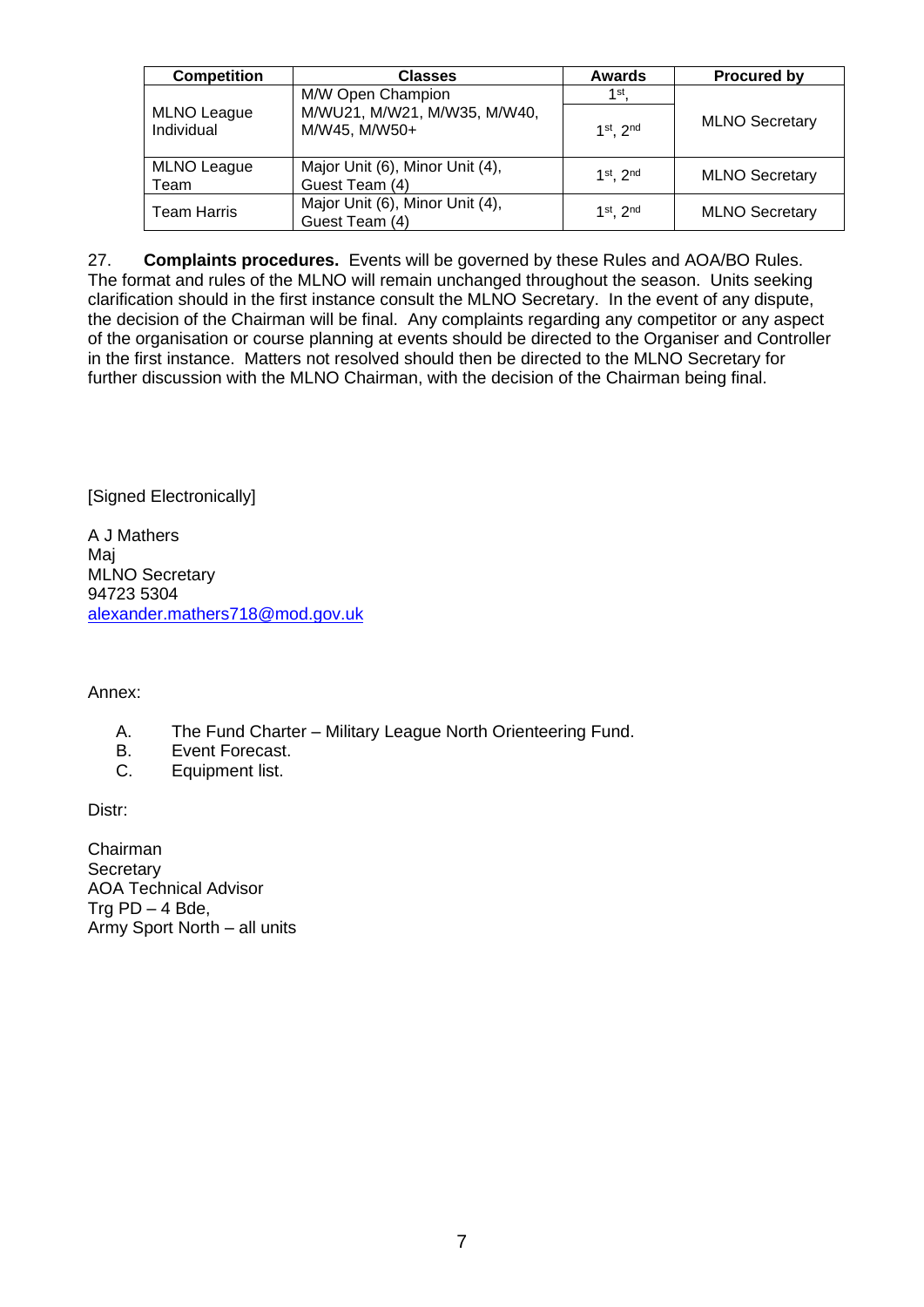| Competition | Classes | Awards | Procured by |
| --- | --- | --- | --- |
| MLNO League Individual | M/W Open Champion | 1st, | MLNO Secretary |
| | M/WU21, M/W21, M/W35, M/W40, M/W45, M/W50+ | 1st, 2nd | |
| MLNO League Team | Major Unit (6), Minor Unit (4), Guest Team (4) | 1st, 2nd | MLNO Secretary |
| Team Harris | Major Unit (6), Minor Unit (4), Guest Team (4) | 1st, 2nd | MLNO Secretary |

27. **Complaints procedures.** Events will be governed by these Rules and AOA/BO Rules. The format and rules of the MLNO will remain unchanged throughout the season. Units seeking clarification should in the first instance consult the MLNO Secretary. In the event of any dispute, the decision of the Chairman will be final. Any complaints regarding any competitor or any aspect of the organisation or course planning at events should be directed to the Organiser and Controller in the first instance. Matters not resolved should then be directed to the MLNO Secretary for further discussion with the MLNO Chairman, with the decision of the Chairman being final.

[Signed Electronically]

A J Mathers
Maj
MLNO Secretary
94723 5304
alexander.mathers718@mod.gov.uk

Annex:

A. The Fund Charter – Military League North Orienteering Fund.
B. Event Forecast.
C. Equipment list.

Distr:

Chairman
Secretary
AOA Technical Advisor
Trg PD – 4 Bde,
Army Sport North – all units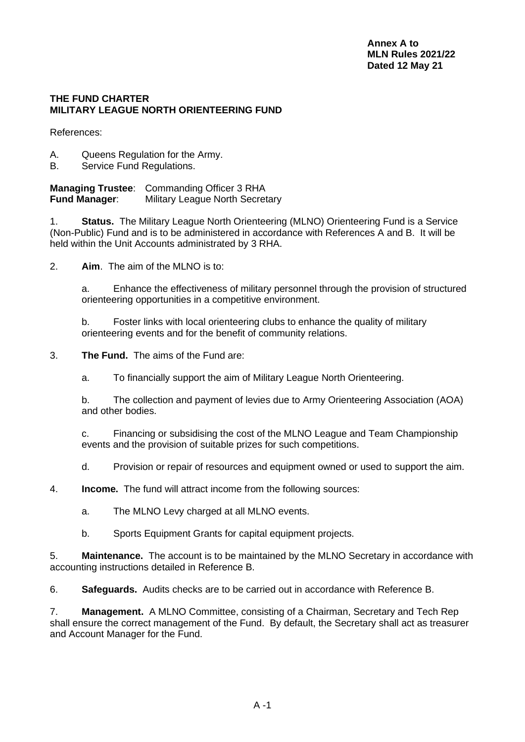**Annex A to**
**MLN Rules 2021/22**
**Dated 12 May 21**

**THE FUND CHARTER**
**MILITARY LEAGUE NORTH ORIENTEERING FUND**

References:

A. Queens Regulation for the Army.
B. Service Fund Regulations.

**Managing Trustee**: Commanding Officer 3 RHA
**Fund Manager**: Military League North Secretary

1. **Status.** The Military League North Orienteering (MLNO) Orienteering Fund is a Service (Non-Public) Fund and is to be administered in accordance with References A and B. It will be held within the Unit Accounts administrated by 3 RHA.

2. **Aim**. The aim of the MLNO is to:

   a. Enhance the effectiveness of military personnel through the provision of structured orienteering opportunities in a competitive environment.

   b. Foster links with local orienteering clubs to enhance the quality of military orienteering events and for the benefit of community relations.

3. **The Fund.** The aims of the Fund are:

   a. To financially support the aim of Military League North Orienteering.

   b. The collection and payment of levies due to Army Orienteering Association (AOA) and other bodies.

   c. Financing or subsidising the cost of the MLNO League and Team Championship events and the provision of suitable prizes for such competitions.

   d. Provision or repair of resources and equipment owned or used to support the aim.

4. **Income.** The fund will attract income from the following sources:

   a. The MLNO Levy charged at all MLNO events.

   b. Sports Equipment Grants for capital equipment projects.

5. **Maintenance.** The account is to be maintained by the MLNO Secretary in accordance with accounting instructions detailed in Reference B.

6. **Safeguards.** Audits checks are to be carried out in accordance with Reference B.

7. **Management.** A MLNO Committee, consisting of a Chairman, Secretary and Tech Rep shall ensure the correct management of the Fund. By default, the Secretary shall act as treasurer and Account Manager for the Fund.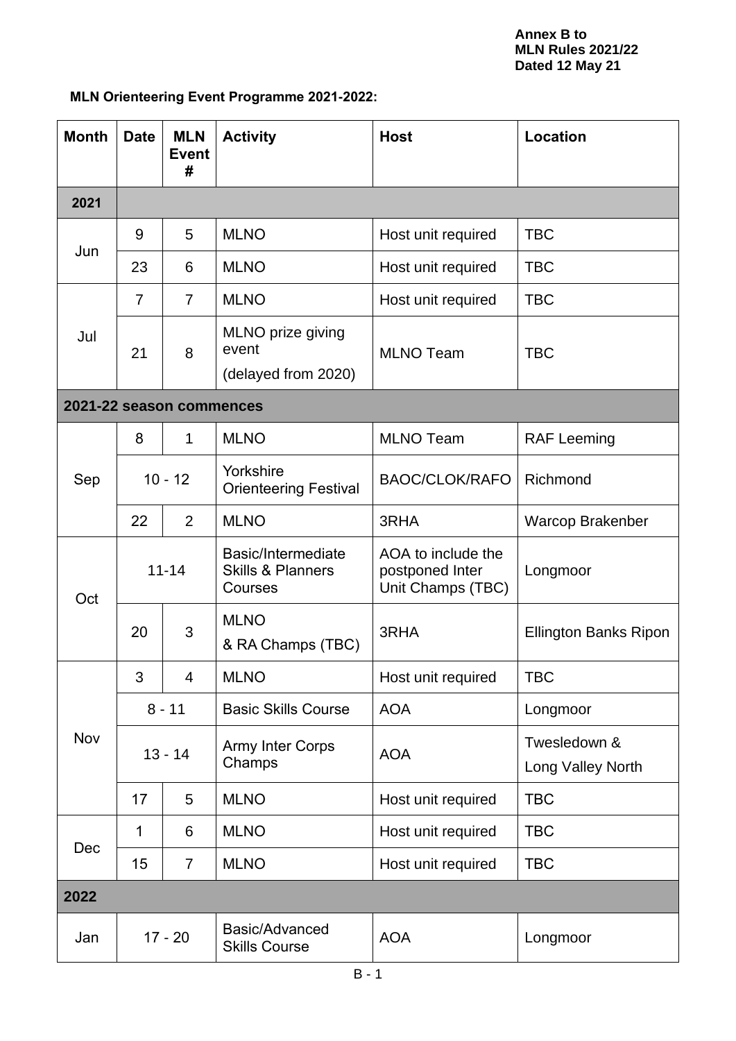**Annex B to**
**MLN Rules 2021/22**
**Dated 12 May 21**

**MLN Orienteering Event Programme 2021-2022:**

| Month | Date | MLN Event # | Activity | Host | Location |
|---|---|---|---|---|---|
| **2021** | | | | | |
| Jun | 9 | 5 | MLNO | Host unit required | TBC |
| | 23 | 6 | MLNO | Host unit required | TBC |
| Jul | 7 | 7 | MLNO | Host unit required | TBC |
| | 21 | 8 | MLNO prize giving event (delayed from 2020) | MLNO Team | TBC |
| **2021-22 season commences** | | | | | |
| Sep | 8 | 1 | MLNO | MLNO Team | RAF Leeming |
| | 10 - 12 | | Yorkshire Orienteering Festival | BAOC/CLOK/RAFO | Richmond |
| | 22 | 2 | MLNO | 3RHA | Warcop Brakenber |
| Oct | 11-14 | | Basic/Intermediate Skills & Planners Courses | AOA to include the postponed Inter Unit Champs (TBC) | Longmoor |
| | 20 | 3 | MLNO & RA Champs (TBC) | 3RHA | Ellington Banks Ripon |
| Nov | 3 | 4 | MLNO | Host unit required | TBC |
| | 8 - 11 | | Basic Skills Course | AOA | Longmoor |
| | 13 - 14 | | Army Inter Corps Champs | AOA | Twesledown & Long Valley North |
| | 17 | 5 | MLNO | Host unit required | TBC |
| Dec | 1 | 6 | MLNO | Host unit required | TBC |
| | 15 | 7 | MLNO | Host unit required | TBC |
| **2022** | | | | | |
| Jan | 17 - 20 | | Basic/Advanced Skills Course | AOA | Longmoor |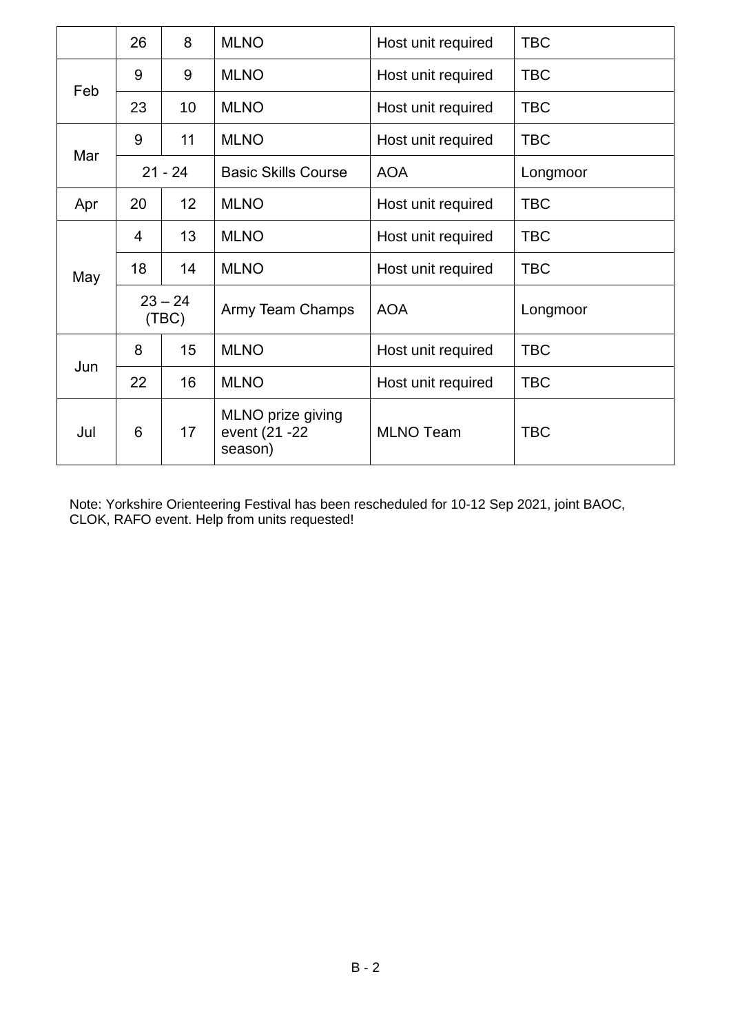| | | | | | |
|---|---|---|---|---|---|
| | 26 | 8 | MLNO | Host unit required | TBC |
| Feb | 9 | 9 | MLNO | Host unit required | TBC |
| | 23 | 10 | MLNO | Host unit required | TBC |
| Mar | 9 | 11 | MLNO | Host unit required | TBC |
| | 21 - 24 | | Basic Skills Course | AOA | Longmoor |
| Apr | 20 | 12 | MLNO | Host unit required | TBC |
| May | 4 | 13 | MLNO | Host unit required | TBC |
| | 18 | 14 | MLNO | Host unit required | TBC |
| | 23 – 24 (TBC) | | Army Team Champs | AOA | Longmoor |
| Jun | 8 | 15 | MLNO | Host unit required | TBC |
| | 22 | 16 | MLNO | Host unit required | TBC |
| Jul | 6 | 17 | MLNO prize giving event (21 -22 season) | MLNO Team | TBC |

Note: Yorkshire Orienteering Festival has been rescheduled for 10-12 Sep 2021, joint BAOC, CLOK, RAFO event. Help from units requested!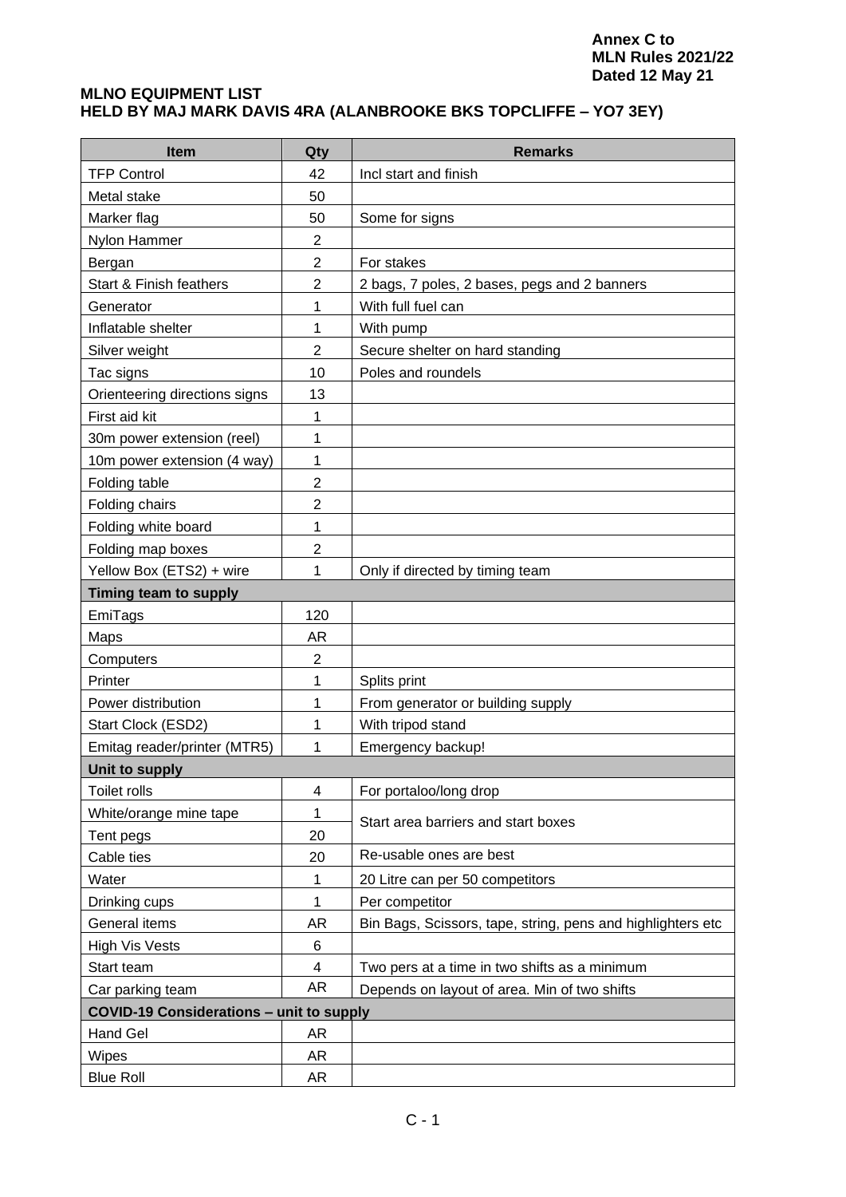**Annex C to**
**MLN Rules 2021/22**
**Dated 12 May 21**

## MLNO EQUIPMENT LIST
## HELD BY MAJ MARK DAVIS 4RA (ALANBROOKE BKS TOPCLIFFE – YO7 3EY)

| Item | Qty | Remarks |
|---|---|---|
| TFP Control | 42 | Incl start and finish |
| Metal stake | 50 | |
| Marker flag | 50 | Some for signs |
| Nylon Hammer | 2 | |
| Bergan | 2 | For stakes |
| Start & Finish feathers | 2 | 2 bags, 7 poles, 2 bases, pegs and 2 banners |
| Generator | 1 | With full fuel can |
| Inflatable shelter | 1 | With pump |
| Silver weight | 2 | Secure shelter on hard standing |
| Tac signs | 10 | Poles and roundels |
| Orienteering directions signs | 13 | |
| First aid kit | 1 | |
| 30m power extension (reel) | 1 | |
| 10m power extension (4 way) | 1 | |
| Folding table | 2 | |
| Folding chairs | 2 | |
| Folding white board | 1 | |
| Folding map boxes | 2 | |
| Yellow Box (ETS2) + wire | 1 | Only if directed by timing team |
| **Timing team to supply** | | |
| EmiTags | 120 | |
| Maps | AR | |
| Computers | 2 | |
| Printer | 1 | Splits print |
| Power distribution | 1 | From generator or building supply |
| Start Clock (ESD2) | 1 | With tripod stand |
| Emitag reader/printer (MTR5) | 1 | Emergency backup! |
| **Unit to supply** | | |
| Toilet rolls | 4 | For portaloo/long drop |
| White/orange mine tape | 1 | Start area barriers and start boxes |
| Tent pegs | 20 | |
| Cable ties | 20 | Re-usable ones are best |
| Water | 1 | 20 Litre can per 50 competitors |
| Drinking cups | 1 | Per competitor |
| General items | AR | Bin Bags, Scissors, tape, string, pens and highlighters etc |
| High Vis Vests | 6 | |
| Start team | 4 | Two pers at a time in two shifts as a minimum |
| Car parking team | AR | Depends on layout of area. Min of two shifts |
| **COVID-19 Considerations – unit to supply** | | |
| Hand Gel | AR | |
| Wipes | AR | |
| Blue Roll | AR | |